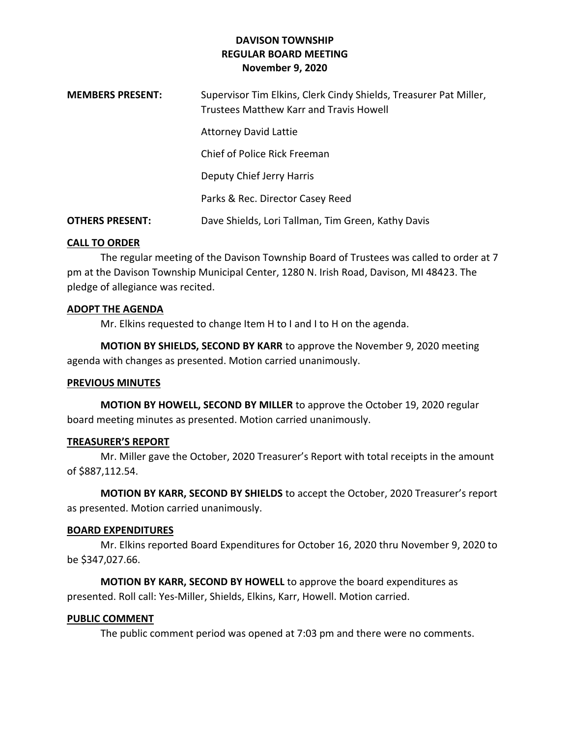**DAVISON TOWNSHIP**
**REGULAR BOARD MEETING**
**November 9, 2020**

**MEMBERS PRESENT:** Supervisor Tim Elkins, Clerk Cindy Shields, Treasurer Pat Miller, Trustees Matthew Karr and Travis Howell

Attorney David Lattie

Chief of Police Rick Freeman

Deputy Chief Jerry Harris

Parks & Rec. Director Casey Reed

**OTHERS PRESENT:** Dave Shields, Lori Tallman, Tim Green, Kathy Davis

## CALL TO ORDER

The regular meeting of the Davison Township Board of Trustees was called to order at 7 pm at the Davison Township Municipal Center, 1280 N. Irish Road, Davison, MI 48423. The pledge of allegiance was recited.

## ADOPT THE AGENDA

Mr. Elkins requested to change Item H to I and I to H on the agenda.

**MOTION BY SHIELDS, SECOND BY KARR** to approve the November 9, 2020 meeting agenda with changes as presented. Motion carried unanimously.

## PREVIOUS MINUTES

**MOTION BY HOWELL, SECOND BY MILLER** to approve the October 19, 2020 regular board meeting minutes as presented. Motion carried unanimously.

## TREASURER'S REPORT

Mr. Miller gave the October, 2020 Treasurer's Report with total receipts in the amount of $887,112.54.

**MOTION BY KARR, SECOND BY SHIELDS** to accept the October, 2020 Treasurer's report as presented. Motion carried unanimously.

## BOARD EXPENDITURES

Mr. Elkins reported Board Expenditures for October 16, 2020 thru November 9, 2020 to be $347,027.66.

**MOTION BY KARR, SECOND BY HOWELL** to approve the board expenditures as presented. Roll call: Yes-Miller, Shields, Elkins, Karr, Howell. Motion carried.

## PUBLIC COMMENT

The public comment period was opened at 7:03 pm and there were no comments.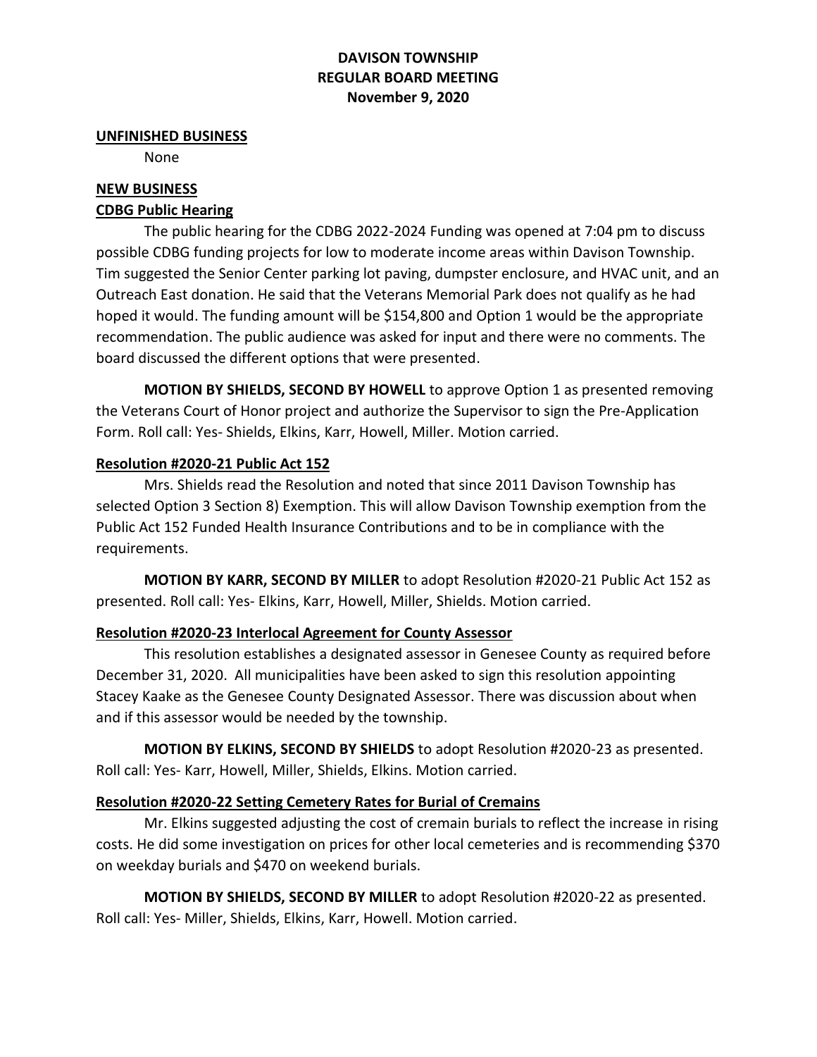**DAVISON TOWNSHIP**
**REGULAR BOARD MEETING**
**November 9, 2020**

## UNFINISHED BUSINESS

None

## NEW BUSINESS

### CDBG Public Hearing

The public hearing for the CDBG 2022-2024 Funding was opened at 7:04 pm to discuss possible CDBG funding projects for low to moderate income areas within Davison Township. Tim suggested the Senior Center parking lot paving, dumpster enclosure, and HVAC unit, and an Outreach East donation. He said that the Veterans Memorial Park does not qualify as he had hoped it would. The funding amount will be $154,800 and Option 1 would be the appropriate recommendation. The public audience was asked for input and there were no comments. The board discussed the different options that were presented.

**MOTION BY SHIELDS, SECOND BY HOWELL** to approve Option 1 as presented removing the Veterans Court of Honor project and authorize the Supervisor to sign the Pre-Application Form. Roll call: Yes- Shields, Elkins, Karr, Howell, Miller. Motion carried.

### Resolution #2020-21 Public Act 152

Mrs. Shields read the Resolution and noted that since 2011 Davison Township has selected Option 3 Section 8) Exemption. This will allow Davison Township exemption from the Public Act 152 Funded Health Insurance Contributions and to be in compliance with the requirements.

**MOTION BY KARR, SECOND BY MILLER** to adopt Resolution #2020-21 Public Act 152 as presented. Roll call: Yes- Elkins, Karr, Howell, Miller, Shields. Motion carried.

### Resolution #2020-23 Interlocal Agreement for County Assessor

This resolution establishes a designated assessor in Genesee County as required before December 31, 2020. All municipalities have been asked to sign this resolution appointing Stacey Kaake as the Genesee County Designated Assessor. There was discussion about when and if this assessor would be needed by the township.

**MOTION BY ELKINS, SECOND BY SHIELDS** to adopt Resolution #2020-23 as presented. Roll call: Yes- Karr, Howell, Miller, Shields, Elkins. Motion carried.

### Resolution #2020-22 Setting Cemetery Rates for Burial of Cremains

Mr. Elkins suggested adjusting the cost of cremain burials to reflect the increase in rising costs. He did some investigation on prices for other local cemeteries and is recommending $370 on weekday burials and $470 on weekend burials.

**MOTION BY SHIELDS, SECOND BY MILLER** to adopt Resolution #2020-22 as presented. Roll call: Yes- Miller, Shields, Elkins, Karr, Howell. Motion carried.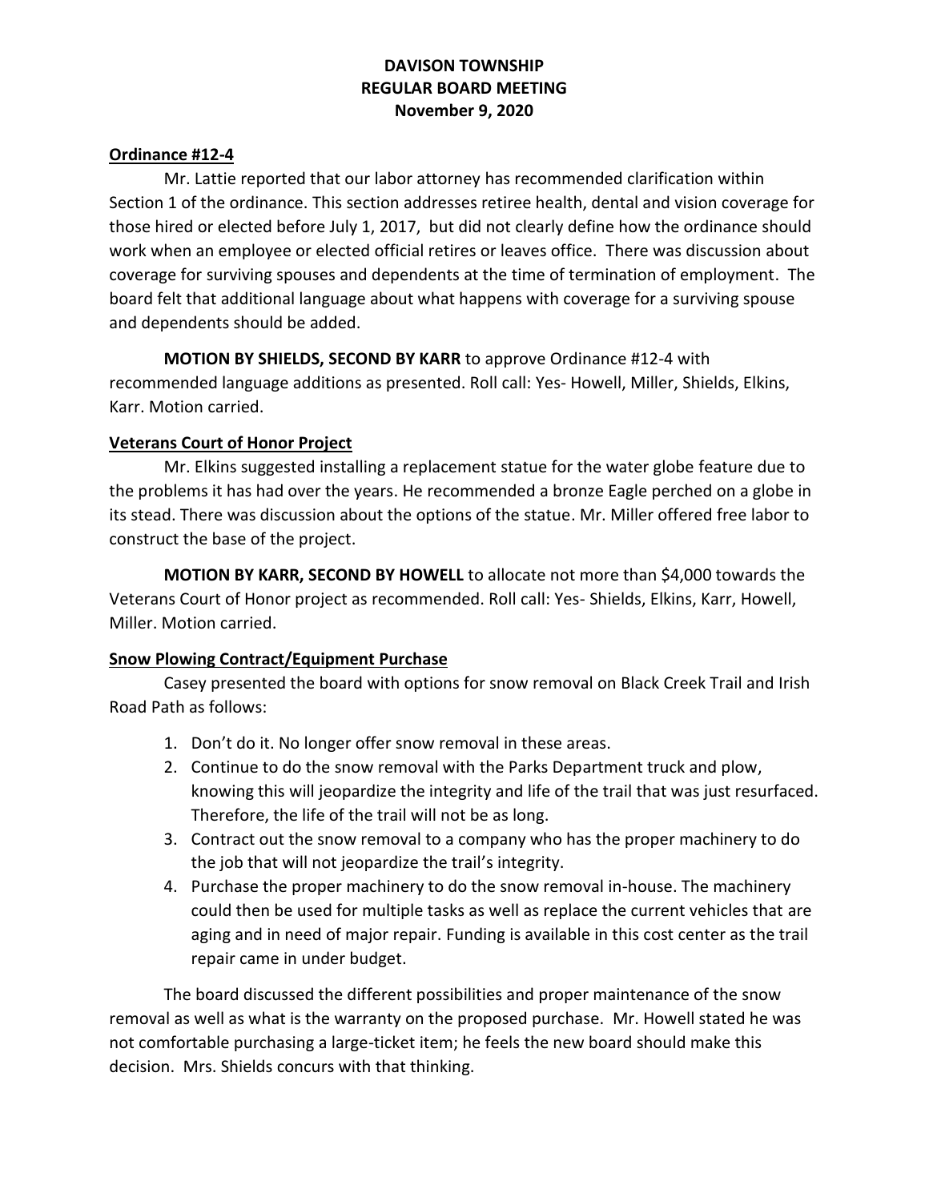**DAVISON TOWNSHIP**
**REGULAR BOARD MEETING**
**November 9, 2020**

**Ordinance #12-4**

Mr. Lattie reported that our labor attorney has recommended clarification within Section 1 of the ordinance. This section addresses retiree health, dental and vision coverage for those hired or elected before July 1, 2017, but did not clearly define how the ordinance should work when an employee or elected official retires or leaves office. There was discussion about coverage for surviving spouses and dependents at the time of termination of employment. The board felt that additional language about what happens with coverage for a surviving spouse and dependents should be added.

**MOTION BY SHIELDS, SECOND BY KARR** to approve Ordinance #12-4 with recommended language additions as presented. Roll call: Yes- Howell, Miller, Shields, Elkins, Karr. Motion carried.

**Veterans Court of Honor Project**

Mr. Elkins suggested installing a replacement statue for the water globe feature due to the problems it has had over the years. He recommended a bronze Eagle perched on a globe in its stead. There was discussion about the options of the statue. Mr. Miller offered free labor to construct the base of the project.

**MOTION BY KARR, SECOND BY HOWELL** to allocate not more than $4,000 towards the Veterans Court of Honor project as recommended. Roll call: Yes- Shields, Elkins, Karr, Howell, Miller. Motion carried.

**Snow Plowing Contract/Equipment Purchase**

Casey presented the board with options for snow removal on Black Creek Trail and Irish Road Path as follows:

1. Don't do it. No longer offer snow removal in these areas.
2. Continue to do the snow removal with the Parks Department truck and plow, knowing this will jeopardize the integrity and life of the trail that was just resurfaced. Therefore, the life of the trail will not be as long.
3. Contract out the snow removal to a company who has the proper machinery to do the job that will not jeopardize the trail's integrity.
4. Purchase the proper machinery to do the snow removal in-house. The machinery could then be used for multiple tasks as well as replace the current vehicles that are aging and in need of major repair. Funding is available in this cost center as the trail repair came in under budget.

The board discussed the different possibilities and proper maintenance of the snow removal as well as what is the warranty on the proposed purchase. Mr. Howell stated he was not comfortable purchasing a large-ticket item; he feels the new board should make this decision. Mrs. Shields concurs with that thinking.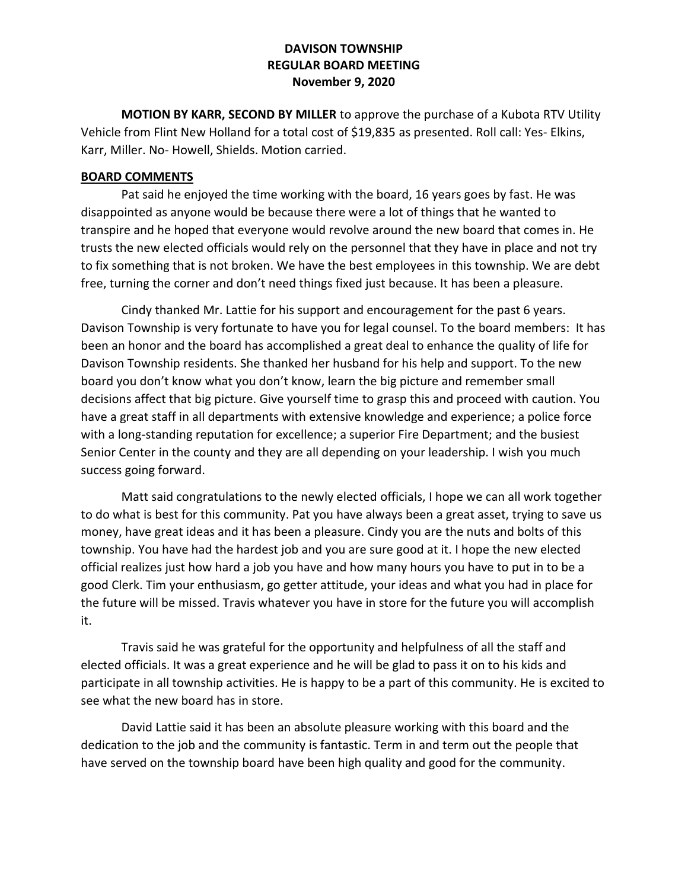# DAVISON TOWNSHIP
# REGULAR BOARD MEETING
# November 9, 2020

**MOTION BY KARR, SECOND BY MILLER** to approve the purchase of a Kubota RTV Utility Vehicle from Flint New Holland for a total cost of $19,835 as presented. Roll call: Yes- Elkins, Karr, Miller. No- Howell, Shields. Motion carried.

**BOARD COMMENTS**

Pat said he enjoyed the time working with the board, 16 years goes by fast. He was disappointed as anyone would be because there were a lot of things that he wanted to transpire and he hoped that everyone would revolve around the new board that comes in. He trusts the new elected officials would rely on the personnel that they have in place and not try to fix something that is not broken. We have the best employees in this township. We are debt free, turning the corner and don't need things fixed just because. It has been a pleasure.

Cindy thanked Mr. Lattie for his support and encouragement for the past 6 years. Davison Township is very fortunate to have you for legal counsel. To the board members: It has been an honor and the board has accomplished a great deal to enhance the quality of life for Davison Township residents. She thanked her husband for his help and support. To the new board you don't know what you don't know, learn the big picture and remember small decisions affect that big picture. Give yourself time to grasp this and proceed with caution. You have a great staff in all departments with extensive knowledge and experience; a police force with a long-standing reputation for excellence; a superior Fire Department; and the busiest Senior Center in the county and they are all depending on your leadership. I wish you much success going forward.

Matt said congratulations to the newly elected officials, I hope we can all work together to do what is best for this community. Pat you have always been a great asset, trying to save us money, have great ideas and it has been a pleasure. Cindy you are the nuts and bolts of this township. You have had the hardest job and you are sure good at it. I hope the new elected official realizes just how hard a job you have and how many hours you have to put in to be a good Clerk. Tim your enthusiasm, go getter attitude, your ideas and what you had in place for the future will be missed. Travis whatever you have in store for the future you will accomplish it.

Travis said he was grateful for the opportunity and helpfulness of all the staff and elected officials. It was a great experience and he will be glad to pass it on to his kids and participate in all township activities. He is happy to be a part of this community. He is excited to see what the new board has in store.

David Lattie said it has been an absolute pleasure working with this board and the dedication to the job and the community is fantastic. Term in and term out the people that have served on the township board have been high quality and good for the community.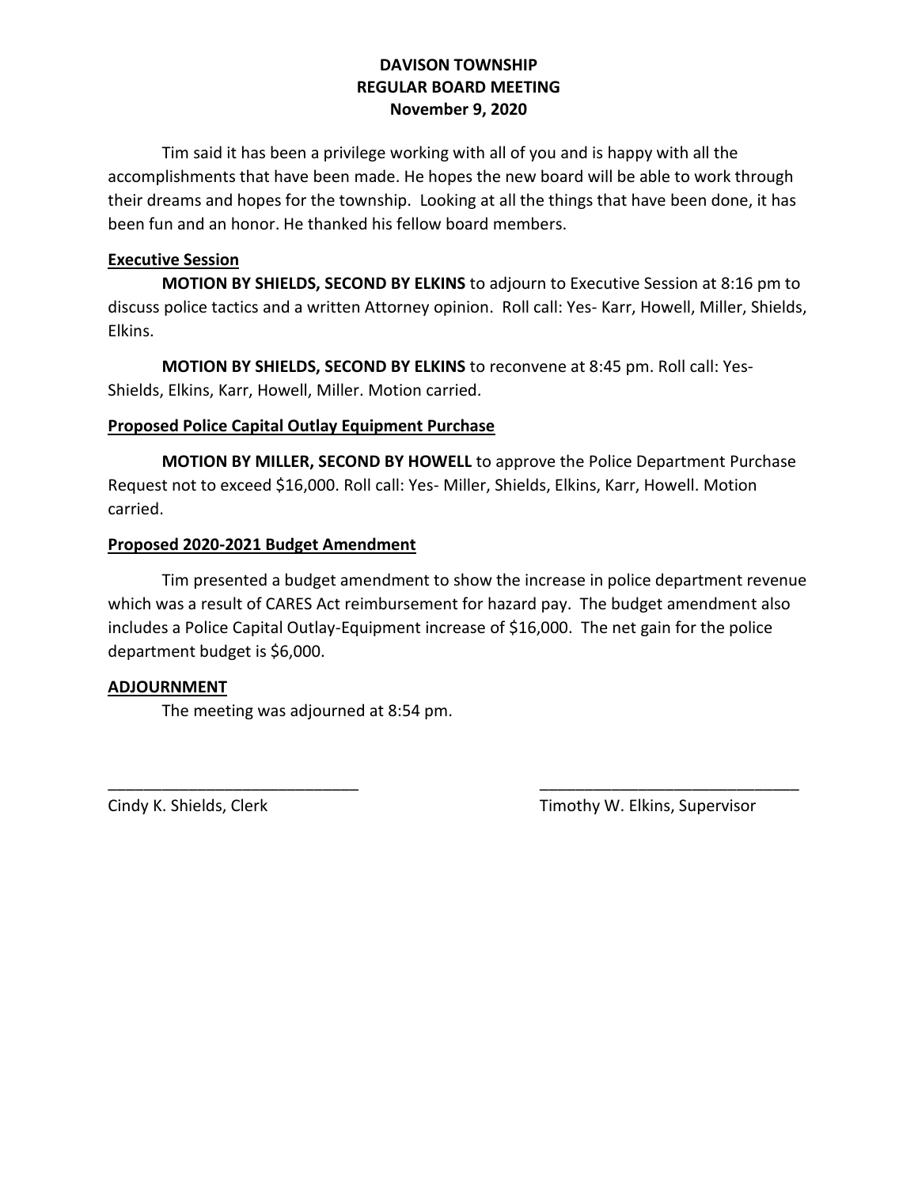**DAVISON TOWNSHIP**
**REGULAR BOARD MEETING**
**November 9, 2020**

Tim said it has been a privilege working with all of you and is happy with all the accomplishments that have been made. He hopes the new board will be able to work through their dreams and hopes for the township. Looking at all the things that have been done, it has been fun and an honor. He thanked his fellow board members.

**Executive Session**

**MOTION BY SHIELDS, SECOND BY ELKINS** to adjourn to Executive Session at 8:16 pm to discuss police tactics and a written Attorney opinion. Roll call: Yes- Karr, Howell, Miller, Shields, Elkins.

**MOTION BY SHIELDS, SECOND BY ELKINS** to reconvene at 8:45 pm. Roll call: Yes- Shields, Elkins, Karr, Howell, Miller. Motion carried.

**Proposed Police Capital Outlay Equipment Purchase**

**MOTION BY MILLER, SECOND BY HOWELL** to approve the Police Department Purchase Request not to exceed $16,000. Roll call: Yes- Miller, Shields, Elkins, Karr, Howell. Motion carried.

**Proposed 2020-2021 Budget Amendment**

Tim presented a budget amendment to show the increase in police department revenue which was a result of CARES Act reimbursement for hazard pay. The budget amendment also includes a Police Capital Outlay-Equipment increase of $16,000. The net gain for the police department budget is $6,000.

**ADJOURNMENT**

The meeting was adjourned at 8:54 pm.

_____________________________ _____________________________

Cindy K. Shields, Clerk Timothy W. Elkins, Supervisor